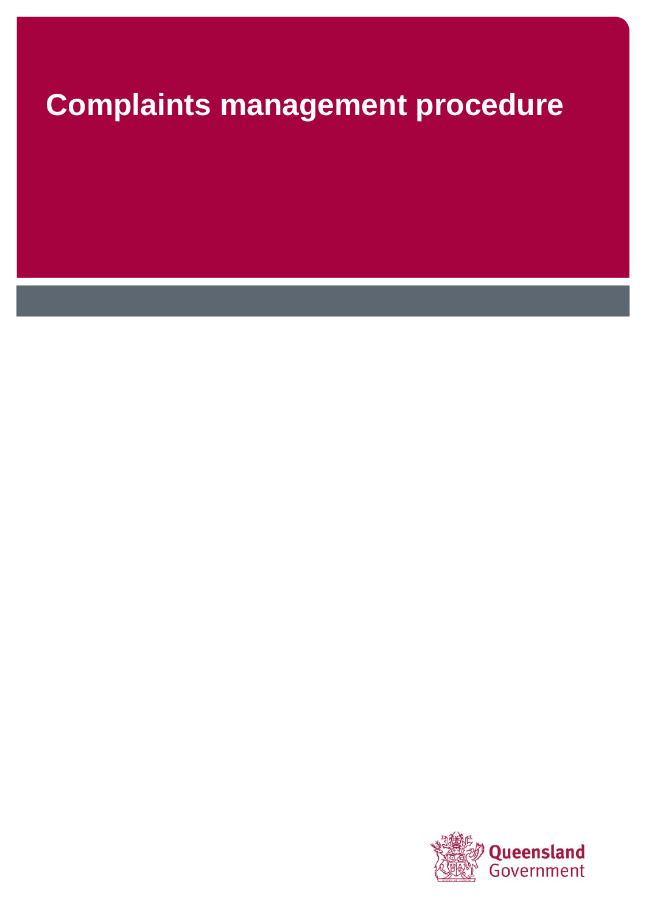# Complaints management procedure

Queensland Government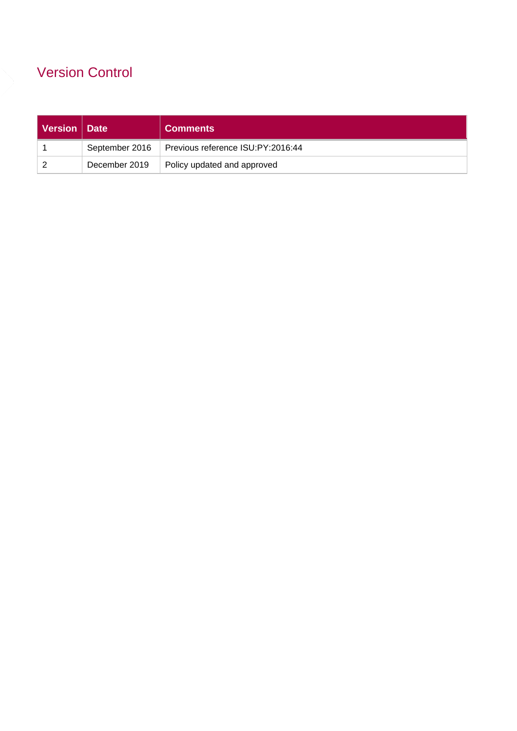## Version Control

| Version | Date | Comments |
|---|---|---|
| 1 | September 2016 | Previous reference ISU:PY:2016:44 |
| 2 | December 2019 | Policy updated and approved |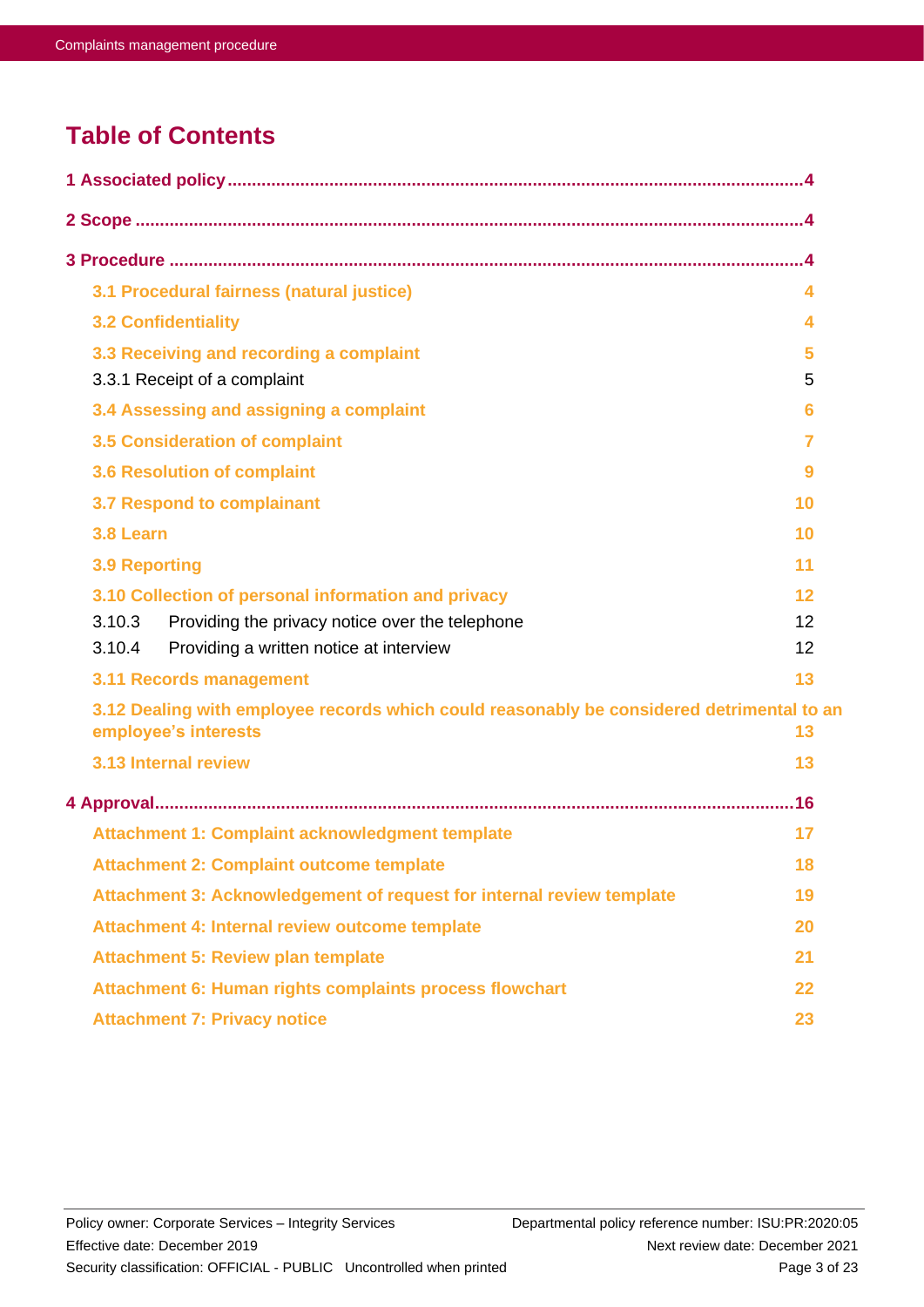# Table of Contents

1 Associated policy ....................................................................................................4

2 Scope ....................................................................................................4

3 Procedure ....................................................................................................4

- 3.1 Procedural fairness (natural justice) 4
- 3.2 Confidentiality 4
- 3.3 Receiving and recording a complaint 5
  - 3.3.1 Receipt of a complaint 5
- 3.4 Assessing and assigning a complaint 6
- 3.5 Consideration of complaint 7
- 3.6 Resolution of complaint 9
- 3.7 Respond to complainant 10
- 3.8 Learn 10
- 3.9 Reporting 11
- 3.10 Collection of personal information and privacy 12
  - 3.10.3 Providing the privacy notice over the telephone 12
  - 3.10.4 Providing a written notice at interview 12
- 3.11 Records management 13
- 3.12 Dealing with employee records which could reasonably be considered detrimental to an employee's interests 13
- 3.13 Internal review 13

4 Approval ....................................................................................................16

- Attachment 1: Complaint acknowledgment template 17
- Attachment 2: Complaint outcome template 18
- Attachment 3: Acknowledgement of request for internal review template 19
- Attachment 4: Internal review outcome template 20
- Attachment 5: Review plan template 21
- Attachment 6: Human rights complaints process flowchart 22
- Attachment 7: Privacy notice 23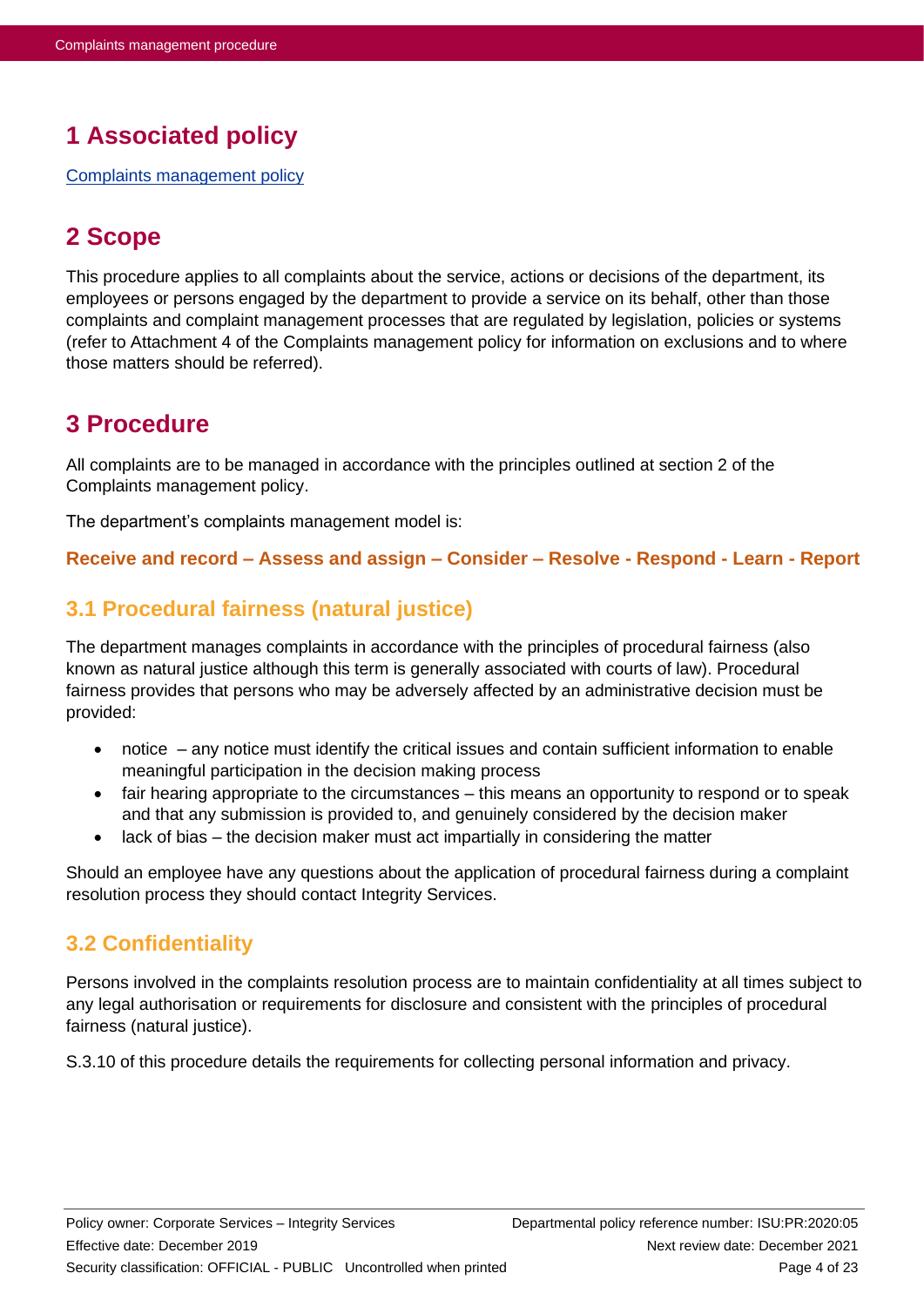# 1 Associated policy

[Complaints management policy]

# 2 Scope

This procedure applies to all complaints about the service, actions or decisions of the department, its employees or persons engaged by the department to provide a service on its behalf, other than those complaints and complaint management processes that are regulated by legislation, policies or systems (refer to Attachment 4 of the Complaints management policy for information on exclusions and to where those matters should be referred).

# 3 Procedure

All complaints are to be managed in accordance with the principles outlined at section 2 of the Complaints management policy.

The department's complaints management model is:

**Receive and record – Assess and assign – Consider – Resolve - Respond - Learn - Report**

## 3.1 Procedural fairness (natural justice)

The department manages complaints in accordance with the principles of procedural fairness (also known as natural justice although this term is generally associated with courts of law). Procedural fairness provides that persons who may be adversely affected by an administrative decision must be provided:

- notice – any notice must identify the critical issues and contain sufficient information to enable meaningful participation in the decision making process
- fair hearing appropriate to the circumstances – this means an opportunity to respond or to speak and that any submission is provided to, and genuinely considered by the decision maker
- lack of bias – the decision maker must act impartially in considering the matter

Should an employee have any questions about the application of procedural fairness during a complaint resolution process they should contact Integrity Services.

## 3.2 Confidentiality

Persons involved in the complaints resolution process are to maintain confidentiality at all times subject to any legal authorisation or requirements for disclosure and consistent with the principles of procedural fairness (natural justice).

S.3.10 of this procedure details the requirements for collecting personal information and privacy.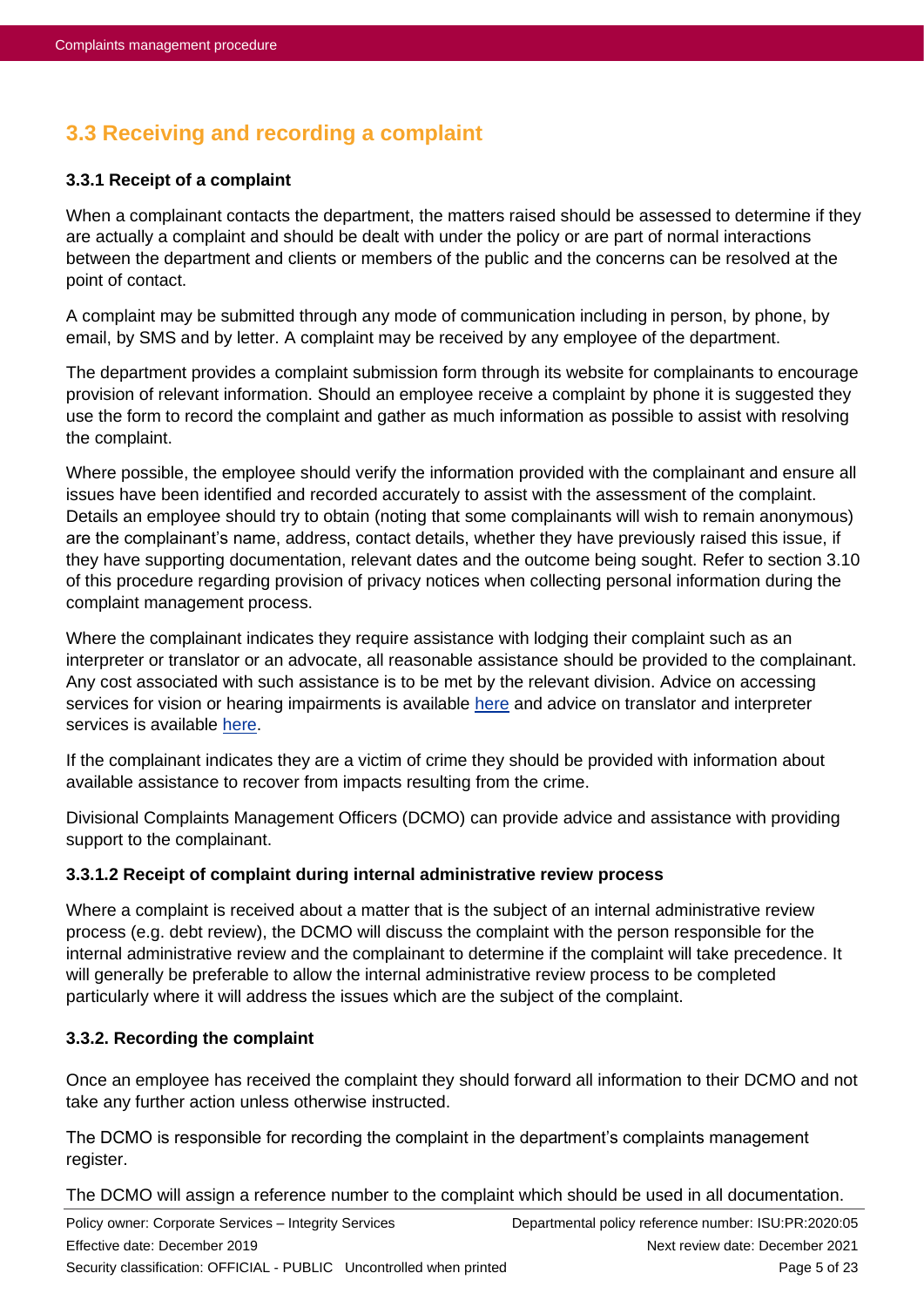## 3.3 Receiving and recording a complaint

### 3.3.1 Receipt of a complaint

When a complainant contacts the department, the matters raised should be assessed to determine if they are actually a complaint and should be dealt with under the policy or are part of normal interactions between the department and clients or members of the public and the concerns can be resolved at the point of contact.

A complaint may be submitted through any mode of communication including in person, by phone, by email, by SMS and by letter. A complaint may be received by any employee of the department.

The department provides a complaint submission form through its website for complainants to encourage provision of relevant information. Should an employee receive a complaint by phone it is suggested they use the form to record the complaint and gather as much information as possible to assist with resolving the complaint.

Where possible, the employee should verify the information provided with the complainant and ensure all issues have been identified and recorded accurately to assist with the assessment of the complaint. Details an employee should try to obtain (noting that some complainants will wish to remain anonymous) are the complainant's name, address, contact details, whether they have previously raised this issue, if they have supporting documentation, relevant dates and the outcome being sought. Refer to section 3.10 of this procedure regarding provision of privacy notices when collecting personal information during the complaint management process.

Where the complainant indicates they require assistance with lodging their complaint such as an interpreter or translator or an advocate, all reasonable assistance should be provided to the complainant. Any cost associated with such assistance is to be met by the relevant division. Advice on accessing services for vision or hearing impairments is available here and advice on translator and interpreter services is available here.

If the complainant indicates they are a victim of crime they should be provided with information about available assistance to recover from impacts resulting from the crime.

Divisional Complaints Management Officers (DCMO) can provide advice and assistance with providing support to the complainant.

#### 3.3.1.2 Receipt of complaint during internal administrative review process

Where a complaint is received about a matter that is the subject of an internal administrative review process (e.g. debt review), the DCMO will discuss the complaint with the person responsible for the internal administrative review and the complainant to determine if the complaint will take precedence. It will generally be preferable to allow the internal administrative review process to be completed particularly where it will address the issues which are the subject of the complaint.

### 3.3.2. Recording the complaint

Once an employee has received the complaint they should forward all information to their DCMO and not take any further action unless otherwise instructed.

The DCMO is responsible for recording the complaint in the department's complaints management register.

The DCMO will assign a reference number to the complaint which should be used in all documentation.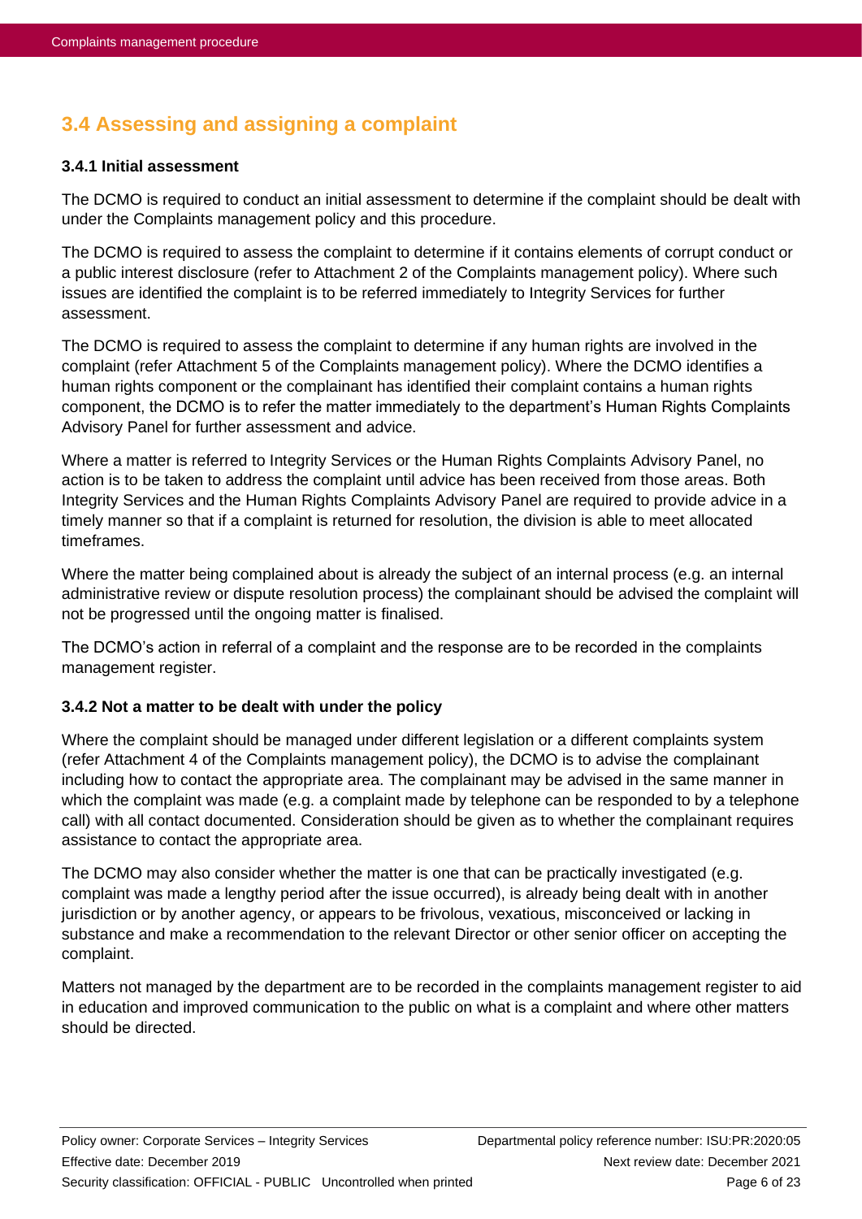## 3.4 Assessing and assigning a complaint

### 3.4.1 Initial assessment

The DCMO is required to conduct an initial assessment to determine if the complaint should be dealt with under the Complaints management policy and this procedure.

The DCMO is required to assess the complaint to determine if it contains elements of corrupt conduct or a public interest disclosure (refer to Attachment 2 of the Complaints management policy). Where such issues are identified the complaint is to be referred immediately to Integrity Services for further assessment.

The DCMO is required to assess the complaint to determine if any human rights are involved in the complaint (refer Attachment 5 of the Complaints management policy). Where the DCMO identifies a human rights component or the complainant has identified their complaint contains a human rights component, the DCMO is to refer the matter immediately to the department's Human Rights Complaints Advisory Panel for further assessment and advice.

Where a matter is referred to Integrity Services or the Human Rights Complaints Advisory Panel, no action is to be taken to address the complaint until advice has been received from those areas. Both Integrity Services and the Human Rights Complaints Advisory Panel are required to provide advice in a timely manner so that if a complaint is returned for resolution, the division is able to meet allocated timeframes.

Where the matter being complained about is already the subject of an internal process (e.g. an internal administrative review or dispute resolution process) the complainant should be advised the complaint will not be progressed until the ongoing matter is finalised.

The DCMO's action in referral of a complaint and the response are to be recorded in the complaints management register.

### 3.4.2 Not a matter to be dealt with under the policy

Where the complaint should be managed under different legislation or a different complaints system (refer Attachment 4 of the Complaints management policy), the DCMO is to advise the complainant including how to contact the appropriate area. The complainant may be advised in the same manner in which the complaint was made (e.g. a complaint made by telephone can be responded to by a telephone call) with all contact documented. Consideration should be given as to whether the complainant requires assistance to contact the appropriate area.

The DCMO may also consider whether the matter is one that can be practically investigated (e.g. complaint was made a lengthy period after the issue occurred), is already being dealt with in another jurisdiction or by another agency, or appears to be frivolous, vexatious, misconceived or lacking in substance and make a recommendation to the relevant Director or other senior officer on accepting the complaint.

Matters not managed by the department are to be recorded in the complaints management register to aid in education and improved communication to the public on what is a complaint and where other matters should be directed.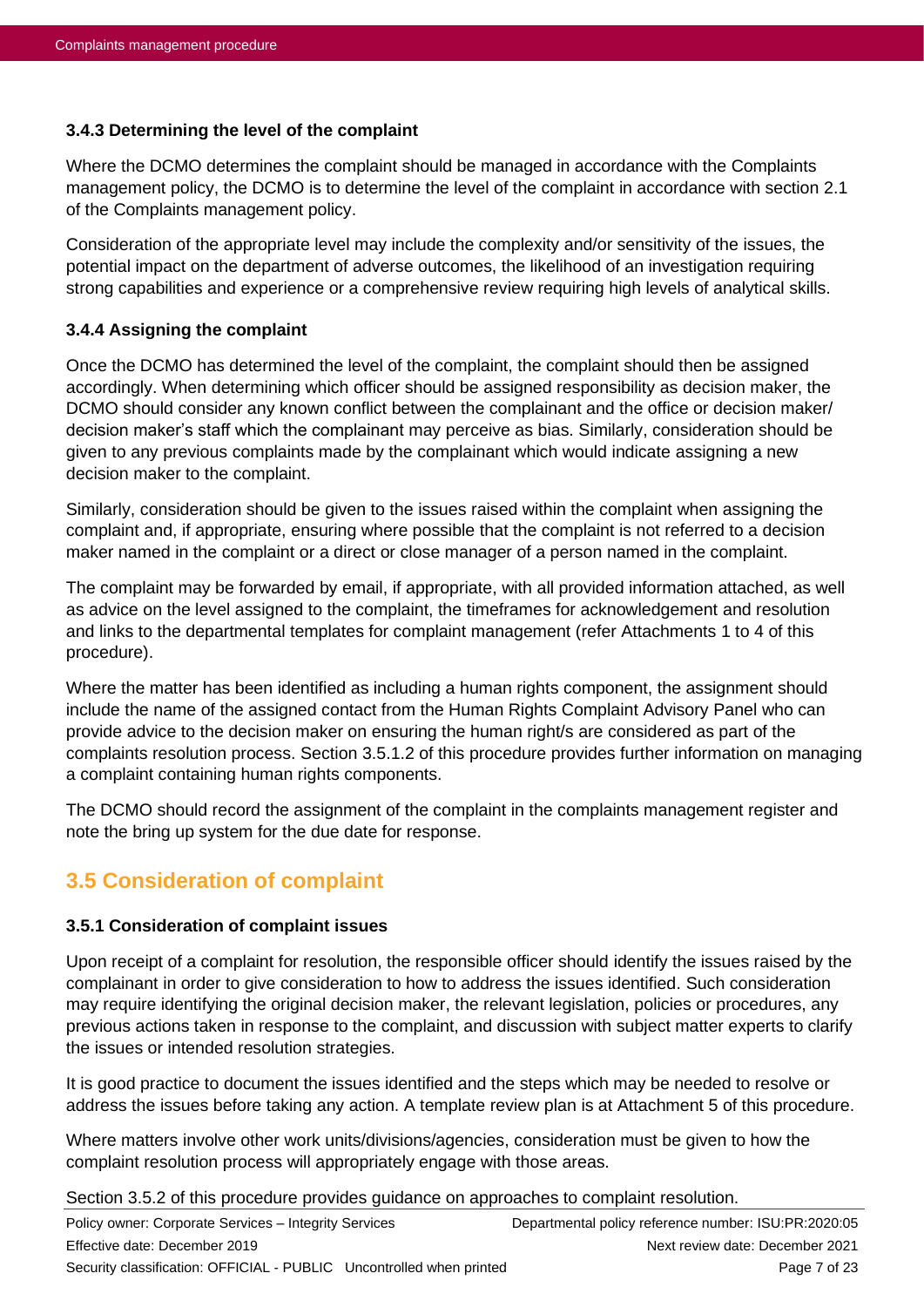#### 3.4.3 Determining the level of the complaint

Where the DCMO determines the complaint should be managed in accordance with the Complaints management policy, the DCMO is to determine the level of the complaint in accordance with section 2.1 of the Complaints management policy.

Consideration of the appropriate level may include the complexity and/or sensitivity of the issues, the potential impact on the department of adverse outcomes, the likelihood of an investigation requiring strong capabilities and experience or a comprehensive review requiring high levels of analytical skills.

#### 3.4.4 Assigning the complaint

Once the DCMO has determined the level of the complaint, the complaint should then be assigned accordingly. When determining which officer should be assigned responsibility as decision maker, the DCMO should consider any known conflict between the complainant and the office or decision maker/ decision maker's staff which the complainant may perceive as bias. Similarly, consideration should be given to any previous complaints made by the complainant which would indicate assigning a new decision maker to the complaint.

Similarly, consideration should be given to the issues raised within the complaint when assigning the complaint and, if appropriate, ensuring where possible that the complaint is not referred to a decision maker named in the complaint or a direct or close manager of a person named in the complaint.

The complaint may be forwarded by email, if appropriate, with all provided information attached, as well as advice on the level assigned to the complaint, the timeframes for acknowledgement and resolution and links to the departmental templates for complaint management (refer Attachments 1 to 4 of this procedure).

Where the matter has been identified as including a human rights component, the assignment should include the name of the assigned contact from the Human Rights Complaint Advisory Panel who can provide advice to the decision maker on ensuring the human right/s are considered as part of the complaints resolution process. Section 3.5.1.2 of this procedure provides further information on managing a complaint containing human rights components.

The DCMO should record the assignment of the complaint in the complaints management register and note the bring up system for the due date for response.

### 3.5 Consideration of complaint

#### 3.5.1 Consideration of complaint issues

Upon receipt of a complaint for resolution, the responsible officer should identify the issues raised by the complainant in order to give consideration to how to address the issues identified. Such consideration may require identifying the original decision maker, the relevant legislation, policies or procedures, any previous actions taken in response to the complaint, and discussion with subject matter experts to clarify the issues or intended resolution strategies.

It is good practice to document the issues identified and the steps which may be needed to resolve or address the issues before taking any action. A template review plan is at Attachment 5 of this procedure.

Where matters involve other work units/divisions/agencies, consideration must be given to how the complaint resolution process will appropriately engage with those areas.

Section 3.5.2 of this procedure provides guidance on approaches to complaint resolution.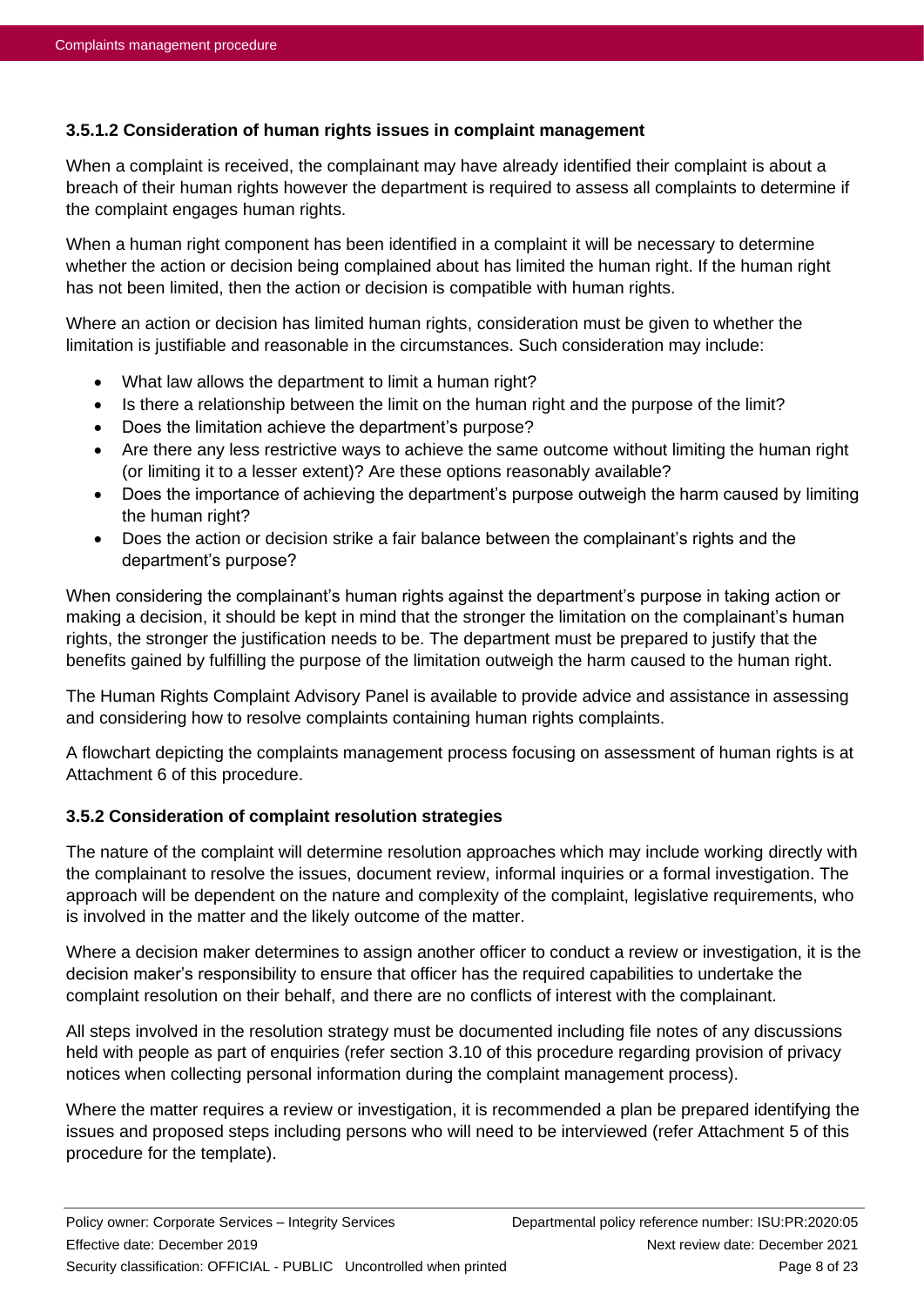#### 3.5.1.2 Consideration of human rights issues in complaint management

When a complaint is received, the complainant may have already identified their complaint is about a breach of their human rights however the department is required to assess all complaints to determine if the complaint engages human rights.

When a human right component has been identified in a complaint it will be necessary to determine whether the action or decision being complained about has limited the human right. If the human right has not been limited, then the action or decision is compatible with human rights.

Where an action or decision has limited human rights, consideration must be given to whether the limitation is justifiable and reasonable in the circumstances. Such consideration may include:

- What law allows the department to limit a human right?
- Is there a relationship between the limit on the human right and the purpose of the limit?
- Does the limitation achieve the department's purpose?
- Are there any less restrictive ways to achieve the same outcome without limiting the human right (or limiting it to a lesser extent)? Are these options reasonably available?
- Does the importance of achieving the department's purpose outweigh the harm caused by limiting the human right?
- Does the action or decision strike a fair balance between the complainant's rights and the department's purpose?

When considering the complainant's human rights against the department's purpose in taking action or making a decision, it should be kept in mind that the stronger the limitation on the complainant's human rights, the stronger the justification needs to be. The department must be prepared to justify that the benefits gained by fulfilling the purpose of the limitation outweigh the harm caused to the human right.

The Human Rights Complaint Advisory Panel is available to provide advice and assistance in assessing and considering how to resolve complaints containing human rights complaints.

A flowchart depicting the complaints management process focusing on assessment of human rights is at Attachment 6 of this procedure.

### 3.5.2 Consideration of complaint resolution strategies

The nature of the complaint will determine resolution approaches which may include working directly with the complainant to resolve the issues, document review, informal inquiries or a formal investigation. The approach will be dependent on the nature and complexity of the complaint, legislative requirements, who is involved in the matter and the likely outcome of the matter.

Where a decision maker determines to assign another officer to conduct a review or investigation, it is the decision maker's responsibility to ensure that officer has the required capabilities to undertake the complaint resolution on their behalf, and there are no conflicts of interest with the complainant.

All steps involved in the resolution strategy must be documented including file notes of any discussions held with people as part of enquiries (refer section 3.10 of this procedure regarding provision of privacy notices when collecting personal information during the complaint management process).

Where the matter requires a review or investigation, it is recommended a plan be prepared identifying the issues and proposed steps including persons who will need to be interviewed (refer Attachment 5 of this procedure for the template).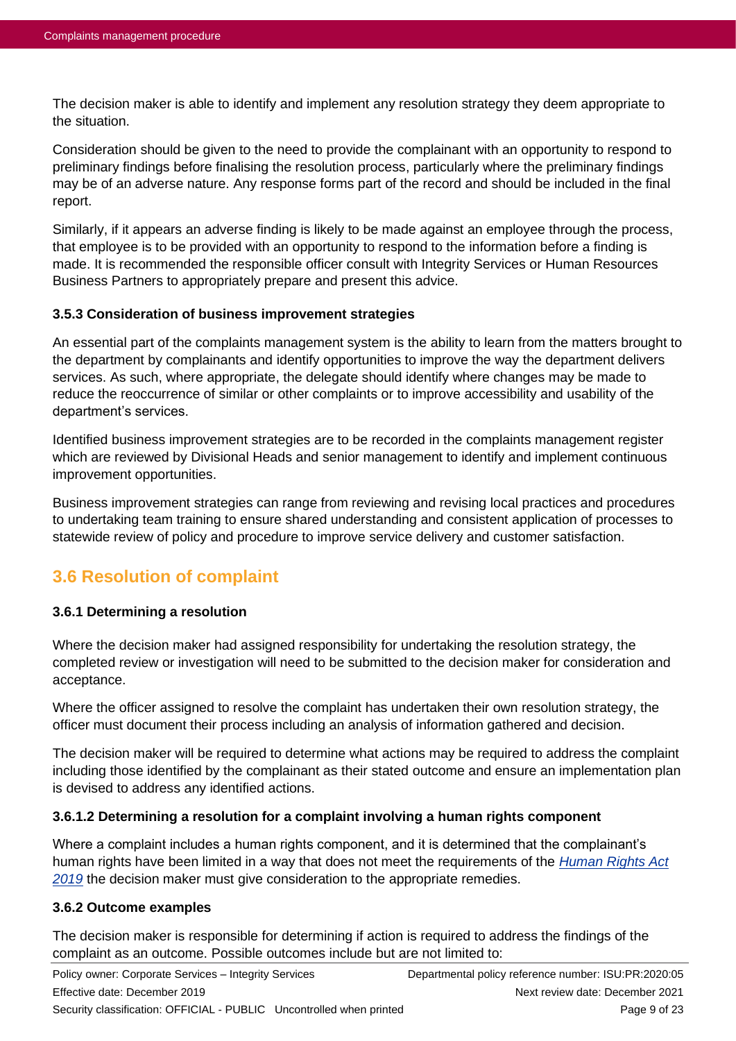The decision maker is able to identify and implement any resolution strategy they deem appropriate to the situation.

Consideration should be given to the need to provide the complainant with an opportunity to respond to preliminary findings before finalising the resolution process, particularly where the preliminary findings may be of an adverse nature. Any response forms part of the record and should be included in the final report.

Similarly, if it appears an adverse finding is likely to be made against an employee through the process, that employee is to be provided with an opportunity to respond to the information before a finding is made. It is recommended the responsible officer consult with Integrity Services or Human Resources Business Partners to appropriately prepare and present this advice.

#### 3.5.3 Consideration of business improvement strategies

An essential part of the complaints management system is the ability to learn from the matters brought to the department by complainants and identify opportunities to improve the way the department delivers services. As such, where appropriate, the delegate should identify where changes may be made to reduce the reoccurrence of similar or other complaints or to improve accessibility and usability of the department's services.

Identified business improvement strategies are to be recorded in the complaints management register which are reviewed by Divisional Heads and senior management to identify and implement continuous improvement opportunities.

Business improvement strategies can range from reviewing and revising local practices and procedures to undertaking team training to ensure shared understanding and consistent application of processes to statewide review of policy and procedure to improve service delivery and customer satisfaction.

## 3.6 Resolution of complaint

#### 3.6.1 Determining a resolution

Where the decision maker had assigned responsibility for undertaking the resolution strategy, the completed review or investigation will need to be submitted to the decision maker for consideration and acceptance.

Where the officer assigned to resolve the complaint has undertaken their own resolution strategy, the officer must document their process including an analysis of information gathered and decision.

The decision maker will be required to determine what actions may be required to address the complaint including those identified by the complainant as their stated outcome and ensure an implementation plan is devised to address any identified actions.

#### 3.6.1.2 Determining a resolution for a complaint involving a human rights component

Where a complaint includes a human rights component, and it is determined that the complainant's human rights have been limited in a way that does not meet the requirements of the *Human Rights Act 2019* the decision maker must give consideration to the appropriate remedies.

#### 3.6.2 Outcome examples

The decision maker is responsible for determining if action is required to address the findings of the complaint as an outcome. Possible outcomes include but are not limited to: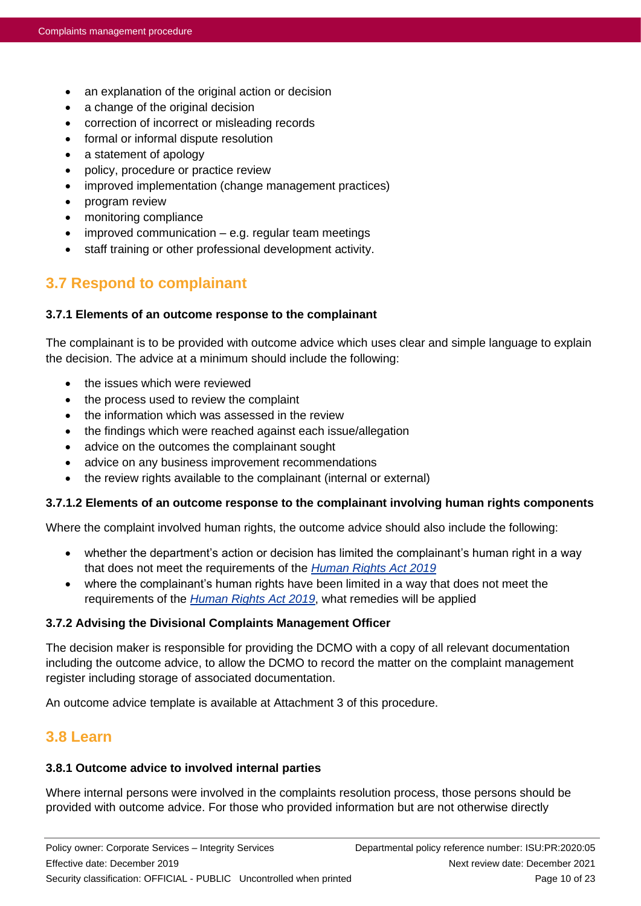- an explanation of the original action or decision
- a change of the original decision
- correction of incorrect or misleading records
- formal or informal dispute resolution
- a statement of apology
- policy, procedure or practice review
- improved implementation (change management practices)
- program review
- monitoring compliance
- improved communication – e.g. regular team meetings
- staff training or other professional development activity.

## 3.7 Respond to complainant

#### 3.7.1 Elements of an outcome response to the complainant

The complainant is to be provided with outcome advice which uses clear and simple language to explain the decision. The advice at a minimum should include the following:

- the issues which were reviewed
- the process used to review the complaint
- the information which was assessed in the review
- the findings which were reached against each issue/allegation
- advice on the outcomes the complainant sought
- advice on any business improvement recommendations
- the review rights available to the complainant (internal or external)

#### 3.7.1.2 Elements of an outcome response to the complainant involving human rights components

Where the complaint involved human rights, the outcome advice should also include the following:

- whether the department's action or decision has limited the complainant's human right in a way that does not meet the requirements of the *Human Rights Act 2019*
- where the complainant's human rights have been limited in a way that does not meet the requirements of the *Human Rights Act 2019*, what remedies will be applied

#### 3.7.2 Advising the Divisional Complaints Management Officer

The decision maker is responsible for providing the DCMO with a copy of all relevant documentation including the outcome advice, to allow the DCMO to record the matter on the complaint management register including storage of associated documentation.

An outcome advice template is available at Attachment 3 of this procedure.

## 3.8 Learn

#### 3.8.1 Outcome advice to involved internal parties

Where internal persons were involved in the complaints resolution process, those persons should be provided with outcome advice. For those who provided information but are not otherwise directly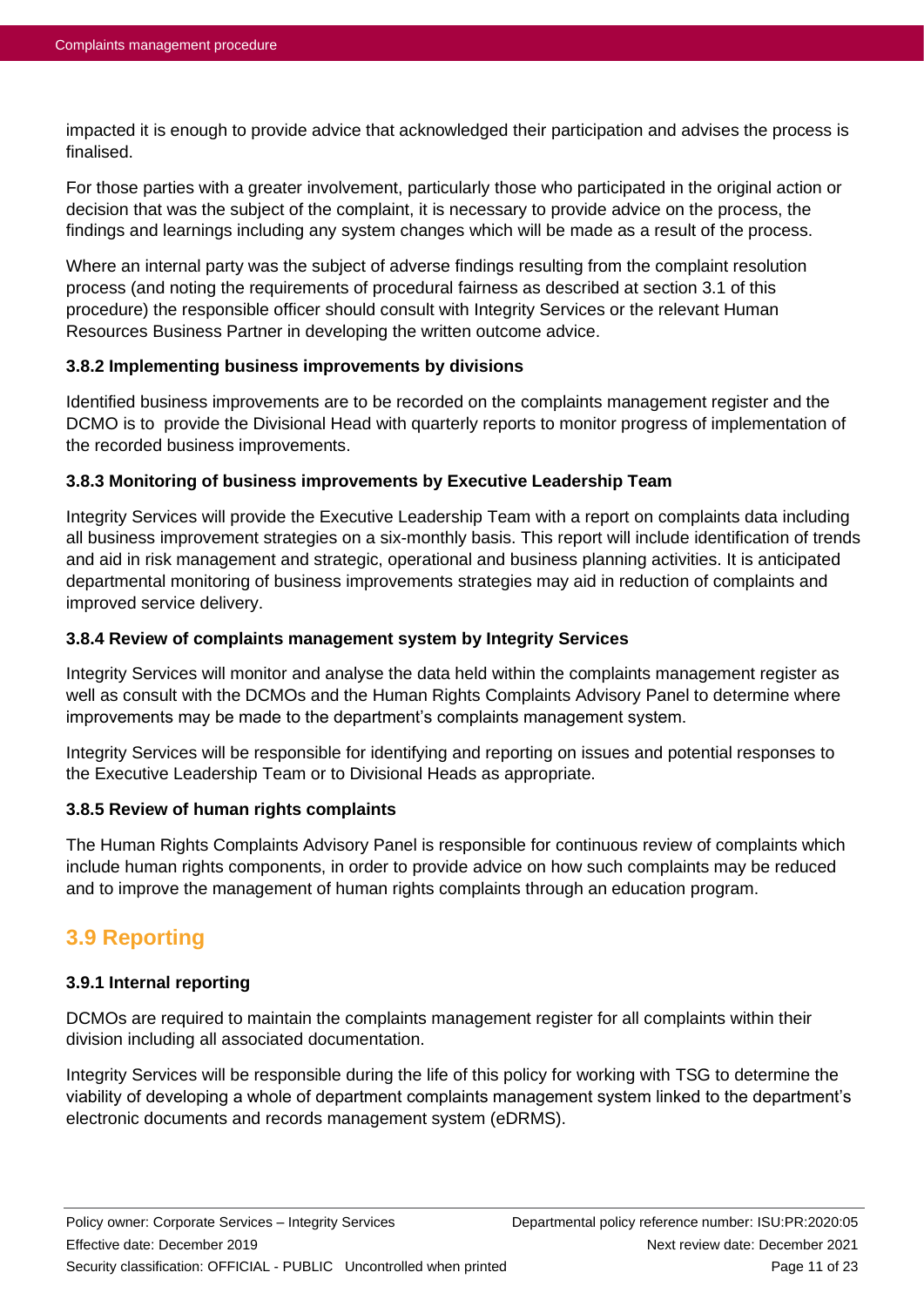impacted it is enough to provide advice that acknowledged their participation and advises the process is finalised.

For those parties with a greater involvement, particularly those who participated in the original action or decision that was the subject of the complaint, it is necessary to provide advice on the process, the findings and learnings including any system changes which will be made as a result of the process.

Where an internal party was the subject of adverse findings resulting from the complaint resolution process (and noting the requirements of procedural fairness as described at section 3.1 of this procedure) the responsible officer should consult with Integrity Services or the relevant Human Resources Business Partner in developing the written outcome advice.

#### 3.8.2 Implementing business improvements by divisions

Identified business improvements are to be recorded on the complaints management register and the DCMO is to provide the Divisional Head with quarterly reports to monitor progress of implementation of the recorded business improvements.

#### 3.8.3 Monitoring of business improvements by Executive Leadership Team

Integrity Services will provide the Executive Leadership Team with a report on complaints data including all business improvement strategies on a six-monthly basis. This report will include identification of trends and aid in risk management and strategic, operational and business planning activities. It is anticipated departmental monitoring of business improvements strategies may aid in reduction of complaints and improved service delivery.

#### 3.8.4 Review of complaints management system by Integrity Services

Integrity Services will monitor and analyse the data held within the complaints management register as well as consult with the DCMOs and the Human Rights Complaints Advisory Panel to determine where improvements may be made to the department's complaints management system.

Integrity Services will be responsible for identifying and reporting on issues and potential responses to the Executive Leadership Team or to Divisional Heads as appropriate.

#### 3.8.5 Review of human rights complaints

The Human Rights Complaints Advisory Panel is responsible for continuous review of complaints which include human rights components, in order to provide advice on how such complaints may be reduced and to improve the management of human rights complaints through an education program.

## 3.9 Reporting

#### 3.9.1 Internal reporting

DCMOs are required to maintain the complaints management register for all complaints within their division including all associated documentation.

Integrity Services will be responsible during the life of this policy for working with TSG to determine the viability of developing a whole of department complaints management system linked to the department's electronic documents and records management system (eDRMS).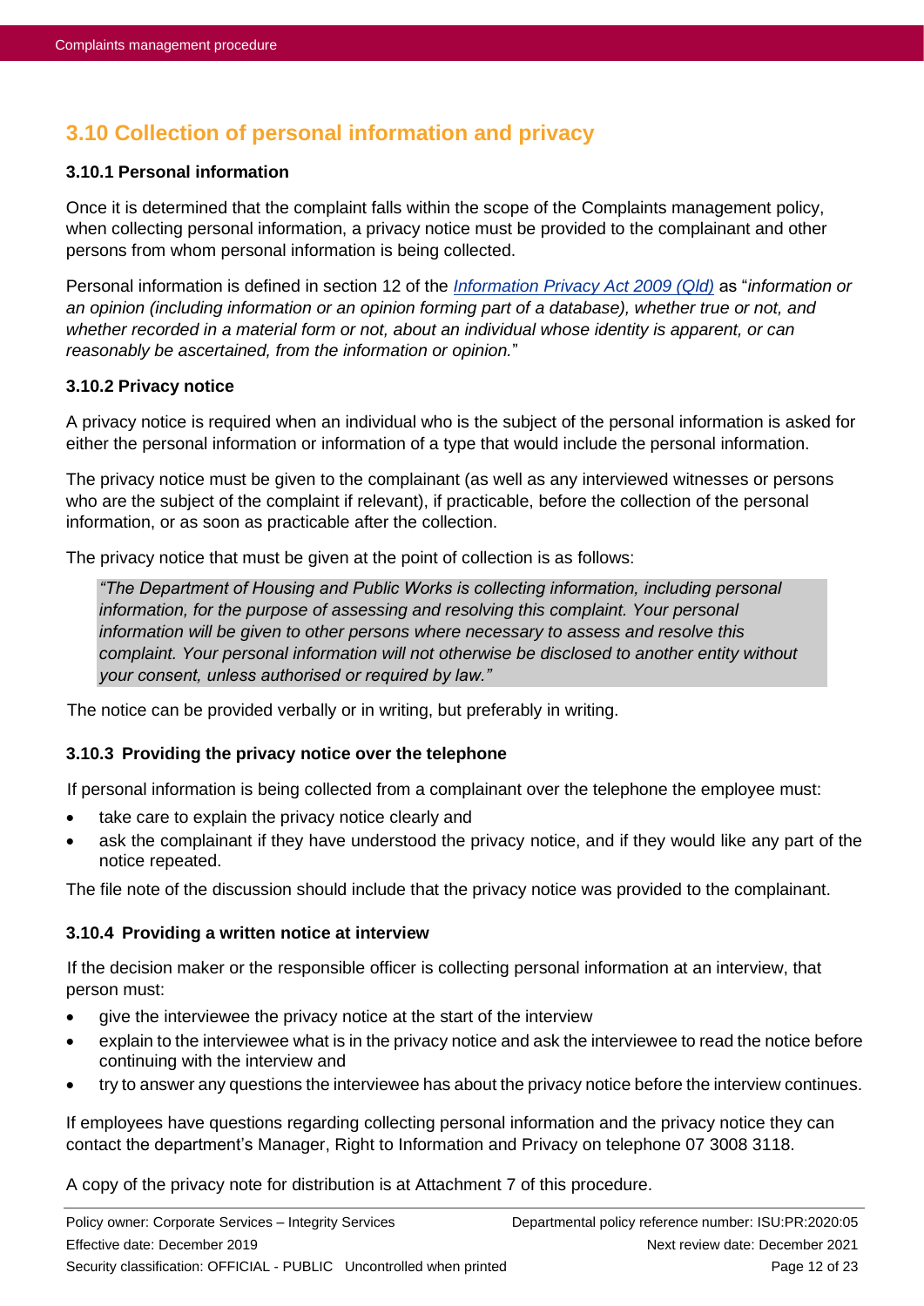## 3.10 Collection of personal information and privacy

### 3.10.1 Personal information

Once it is determined that the complaint falls within the scope of the Complaints management policy, when collecting personal information, a privacy notice must be provided to the complainant and other persons from whom personal information is being collected.

Personal information is defined in section 12 of the [*Information Privacy Act 2009 (Qld)*](#) as "*information or an opinion (including information or an opinion forming part of a database), whether true or not, and whether recorded in a material form or not, about an individual whose identity is apparent, or can reasonably be ascertained, from the information or opinion.*"

### 3.10.2 Privacy notice

A privacy notice is required when an individual who is the subject of the personal information is asked for either the personal information or information of a type that would include the personal information.

The privacy notice must be given to the complainant (as well as any interviewed witnesses or persons who are the subject of the complaint if relevant), if practicable, before the collection of the personal information, or as soon as practicable after the collection.

The privacy notice that must be given at the point of collection is as follows:

> *"The Department of Housing and Public Works is collecting information, including personal information, for the purpose of assessing and resolving this complaint. Your personal information will be given to other persons where necessary to assess and resolve this complaint. Your personal information will not otherwise be disclosed to another entity without your consent, unless authorised or required by law."*

The notice can be provided verbally or in writing, but preferably in writing.

### 3.10.3 Providing the privacy notice over the telephone

If personal information is being collected from a complainant over the telephone the employee must:

- take care to explain the privacy notice clearly and
- ask the complainant if they have understood the privacy notice, and if they would like any part of the notice repeated.

The file note of the discussion should include that the privacy notice was provided to the complainant.

### 3.10.4 Providing a written notice at interview

If the decision maker or the responsible officer is collecting personal information at an interview, that person must:

- give the interviewee the privacy notice at the start of the interview
- explain to the interviewee what is in the privacy notice and ask the interviewee to read the notice before continuing with the interview and
- try to answer any questions the interviewee has about the privacy notice before the interview continues.

If employees have questions regarding collecting personal information and the privacy notice they can contact the department's Manager, Right to Information and Privacy on telephone 07 3008 3118.

A copy of the privacy note for distribution is at Attachment 7 of this procedure.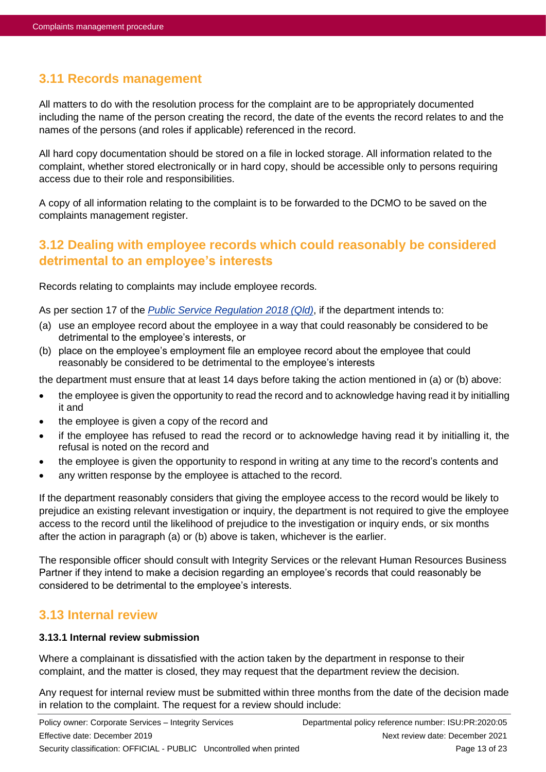## 3.11 Records management

All matters to do with the resolution process for the complaint are to be appropriately documented including the name of the person creating the record, the date of the events the record relates to and the names of the persons (and roles if applicable) referenced in the record.

All hard copy documentation should be stored on a file in locked storage. All information related to the complaint, whether stored electronically or in hard copy, should be accessible only to persons requiring access due to their role and responsibilities.

A copy of all information relating to the complaint is to be forwarded to the DCMO to be saved on the complaints management register.

## 3.12 Dealing with employee records which could reasonably be considered detrimental to an employee's interests

Records relating to complaints may include employee records.

As per section 17 of the *Public Service Regulation 2018 (Qld)*, if the department intends to:

(a) use an employee record about the employee in a way that could reasonably be considered to be detrimental to the employee's interests, or
(b) place on the employee's employment file an employee record about the employee that could reasonably be considered to be detrimental to the employee's interests

the department must ensure that at least 14 days before taking the action mentioned in (a) or (b) above:

- the employee is given the opportunity to read the record and to acknowledge having read it by initialling it and
- the employee is given a copy of the record and
- if the employee has refused to read the record or to acknowledge having read it by initialling it, the refusal is noted on the record and
- the employee is given the opportunity to respond in writing at any time to the record's contents and
- any written response by the employee is attached to the record.

If the department reasonably considers that giving the employee access to the record would be likely to prejudice an existing relevant investigation or inquiry, the department is not required to give the employee access to the record until the likelihood of prejudice to the investigation or inquiry ends, or six months after the action in paragraph (a) or (b) above is taken, whichever is the earlier.

The responsible officer should consult with Integrity Services or the relevant Human Resources Business Partner if they intend to make a decision regarding an employee's records that could reasonably be considered to be detrimental to the employee's interests.

## 3.13 Internal review

### 3.13.1 Internal review submission

Where a complainant is dissatisfied with the action taken by the department in response to their complaint, and the matter is closed, they may request that the department review the decision.

Any request for internal review must be submitted within three months from the date of the decision made in relation to the complaint. The request for a review should include: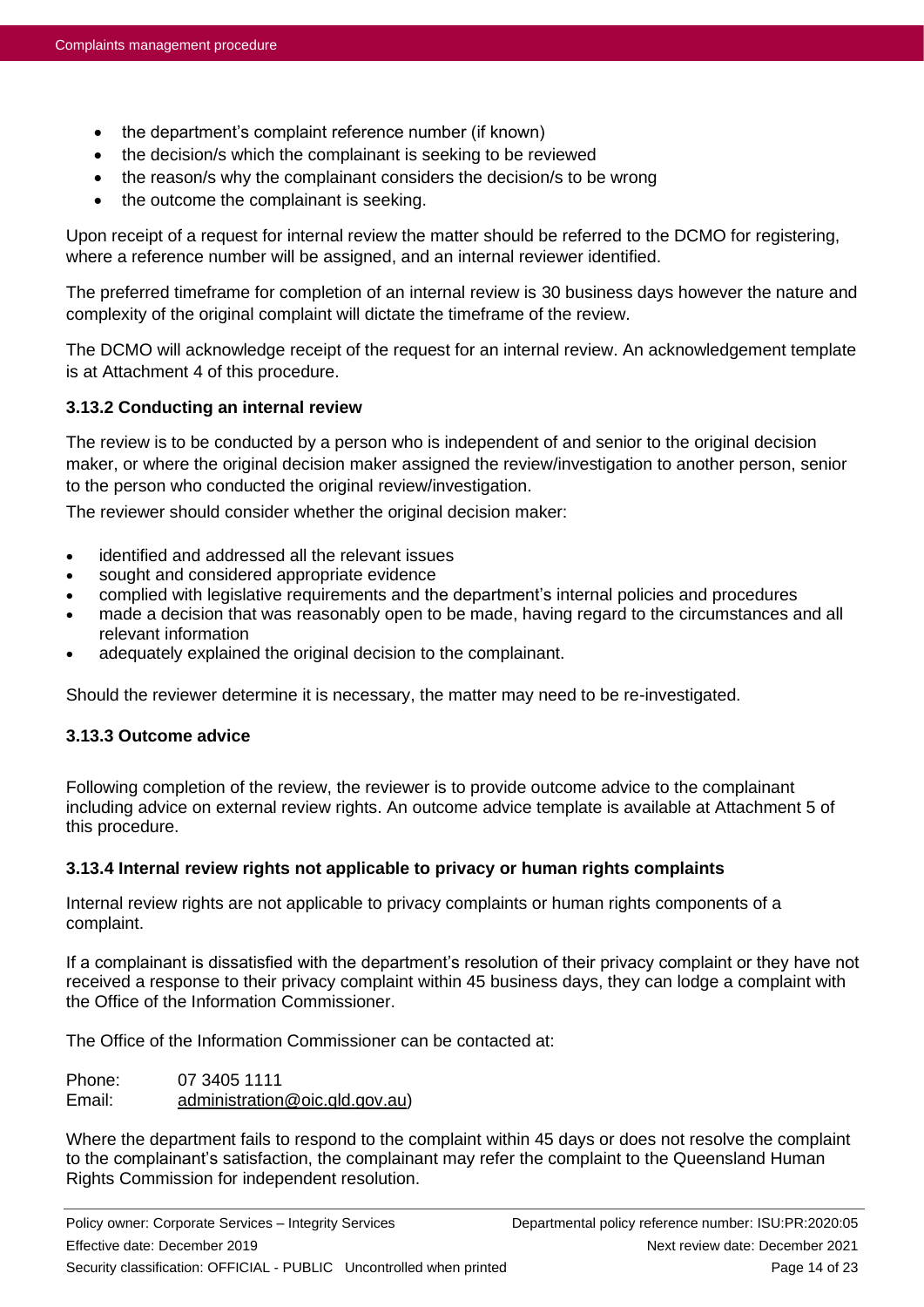- the department's complaint reference number (if known)
- the decision/s which the complainant is seeking to be reviewed
- the reason/s why the complainant considers the decision/s to be wrong
- the outcome the complainant is seeking.

Upon receipt of a request for internal review the matter should be referred to the DCMO for registering, where a reference number will be assigned, and an internal reviewer identified.

The preferred timeframe for completion of an internal review is 30 business days however the nature and complexity of the original complaint will dictate the timeframe of the review.

The DCMO will acknowledge receipt of the request for an internal review. An acknowledgement template is at Attachment 4 of this procedure.

#### 3.13.2 Conducting an internal review

The review is to be conducted by a person who is independent of and senior to the original decision maker, or where the original decision maker assigned the review/investigation to another person, senior to the person who conducted the original review/investigation.

The reviewer should consider whether the original decision maker:

- identified and addressed all the relevant issues
- sought and considered appropriate evidence
- complied with legislative requirements and the department's internal policies and procedures
- made a decision that was reasonably open to be made, having regard to the circumstances and all relevant information
- adequately explained the original decision to the complainant.

Should the reviewer determine it is necessary, the matter may need to be re-investigated.

#### 3.13.3 Outcome advice

Following completion of the review, the reviewer is to provide outcome advice to the complainant including advice on external review rights. An outcome advice template is available at Attachment 5 of this procedure.

#### 3.13.4 Internal review rights not applicable to privacy or human rights complaints

Internal review rights are not applicable to privacy complaints or human rights components of a complaint.

If a complainant is dissatisfied with the department's resolution of their privacy complaint or they have not received a response to their privacy complaint within 45 business days, they can lodge a complaint with the Office of the Information Commissioner.

The Office of the Information Commissioner can be contacted at:

Phone: 07 3405 1111
Email: administration@oic.qld.gov.au)

Where the department fails to respond to the complaint within 45 days or does not resolve the complaint to the complainant's satisfaction, the complainant may refer the complaint to the Queensland Human Rights Commission for independent resolution.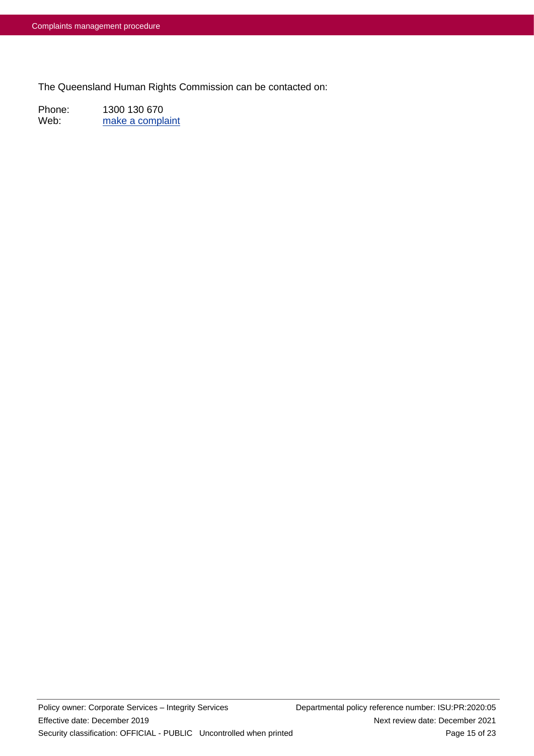The Queensland Human Rights Commission can be contacted on:

Phone: 1300 130 670
Web: make a complaint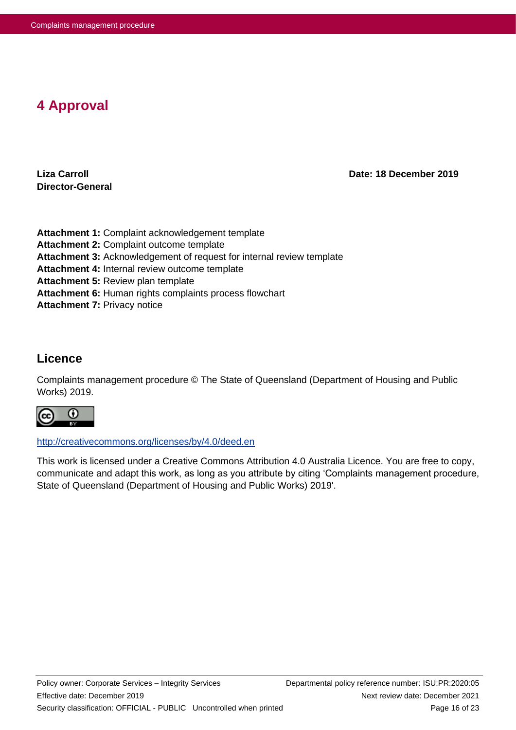# 4 Approval

**Liza Carroll**
**Director-General**

**Date: 18 December 2019**

**Attachment 1:** Complaint acknowledgement template
**Attachment 2:** Complaint outcome template
**Attachment 3:** Acknowledgement of request for internal review template
**Attachment 4:** Internal review outcome template
**Attachment 5:** Review plan template
**Attachment 6:** Human rights complaints process flowchart
**Attachment 7:** Privacy notice

## Licence

Complaints management procedure © The State of Queensland (Department of Housing and Public Works) 2019.

http://creativecommons.org/licenses/by/4.0/deed.en

This work is licensed under a Creative Commons Attribution 4.0 Australia Licence. You are free to copy, communicate and adapt this work, as long as you attribute by citing 'Complaints management procedure, State of Queensland (Department of Housing and Public Works) 2019'.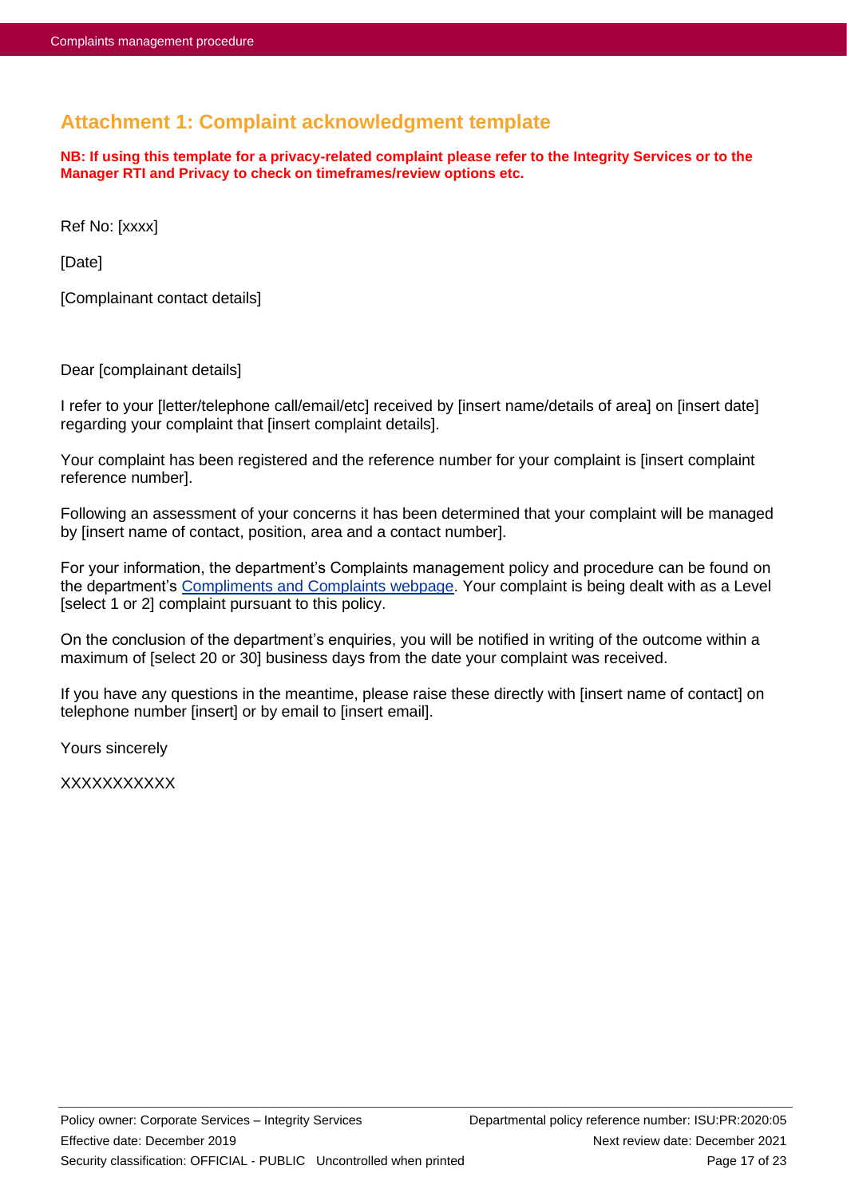## Attachment 1: Complaint acknowledgment template

**NB: If using this template for a privacy-related complaint please refer to the Integrity Services or to the Manager RTI and Privacy to check on timeframes/review options etc.**

Ref No: [xxxx]

[Date]

[Complainant contact details]

Dear [complainant details]

I refer to your [letter/telephone call/email/etc] received by [insert name/details of area] on [insert date] regarding your complaint that [insert complaint details].

Your complaint has been registered and the reference number for your complaint is [insert complaint reference number].

Following an assessment of your concerns it has been determined that your complaint will be managed by [insert name of contact, position, area and a contact number].

For your information, the department's Complaints management policy and procedure can be found on the department's Compliments and Complaints webpage. Your complaint is being dealt with as a Level [select 1 or 2] complaint pursuant to this policy.

On the conclusion of the department's enquiries, you will be notified in writing of the outcome within a maximum of [select 20 or 30] business days from the date your complaint was received.

If you have any questions in the meantime, please raise these directly with [insert name of contact] on telephone number [insert] or by email to [insert email].

Yours sincerely

XXXXXXXXXXX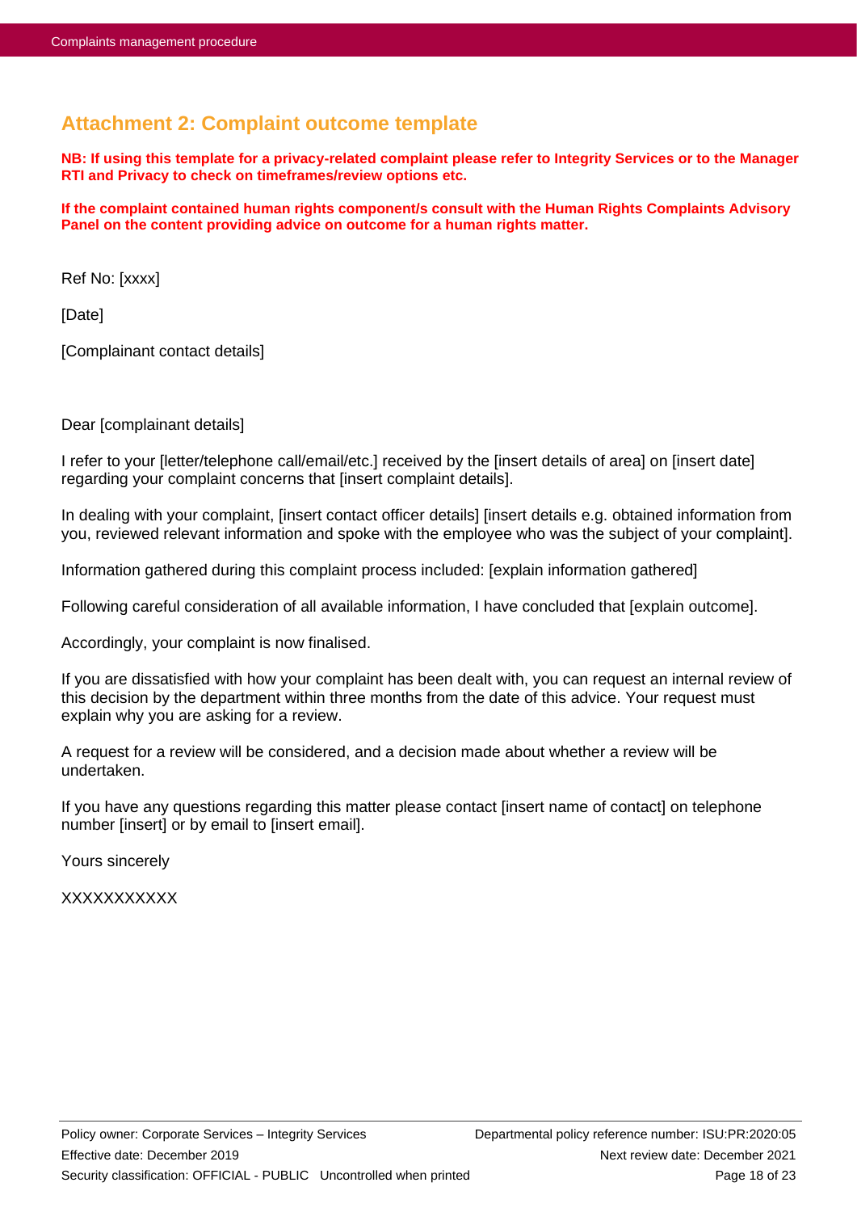## Attachment 2: Complaint outcome template

**NB: If using this template for a privacy-related complaint please refer to Integrity Services or to the Manager RTI and Privacy to check on timeframes/review options etc.**

**If the complaint contained human rights component/s consult with the Human Rights Complaints Advisory Panel on the content providing advice on outcome for a human rights matter.**

Ref No: [xxxx]

[Date]

[Complainant contact details]

Dear [complainant details]

I refer to your [letter/telephone call/email/etc.] received by the [insert details of area] on [insert date] regarding your complaint concerns that [insert complaint details].

In dealing with your complaint, [insert contact officer details] [insert details e.g. obtained information from you, reviewed relevant information and spoke with the employee who was the subject of your complaint].

Information gathered during this complaint process included: [explain information gathered]

Following careful consideration of all available information, I have concluded that [explain outcome].

Accordingly, your complaint is now finalised.

If you are dissatisfied with how your complaint has been dealt with, you can request an internal review of this decision by the department within three months from the date of this advice. Your request must explain why you are asking for a review.

A request for a review will be considered, and a decision made about whether a review will be undertaken.

If you have any questions regarding this matter please contact [insert name of contact] on telephone number [insert] or by email to [insert email].

Yours sincerely

XXXXXXXXXXX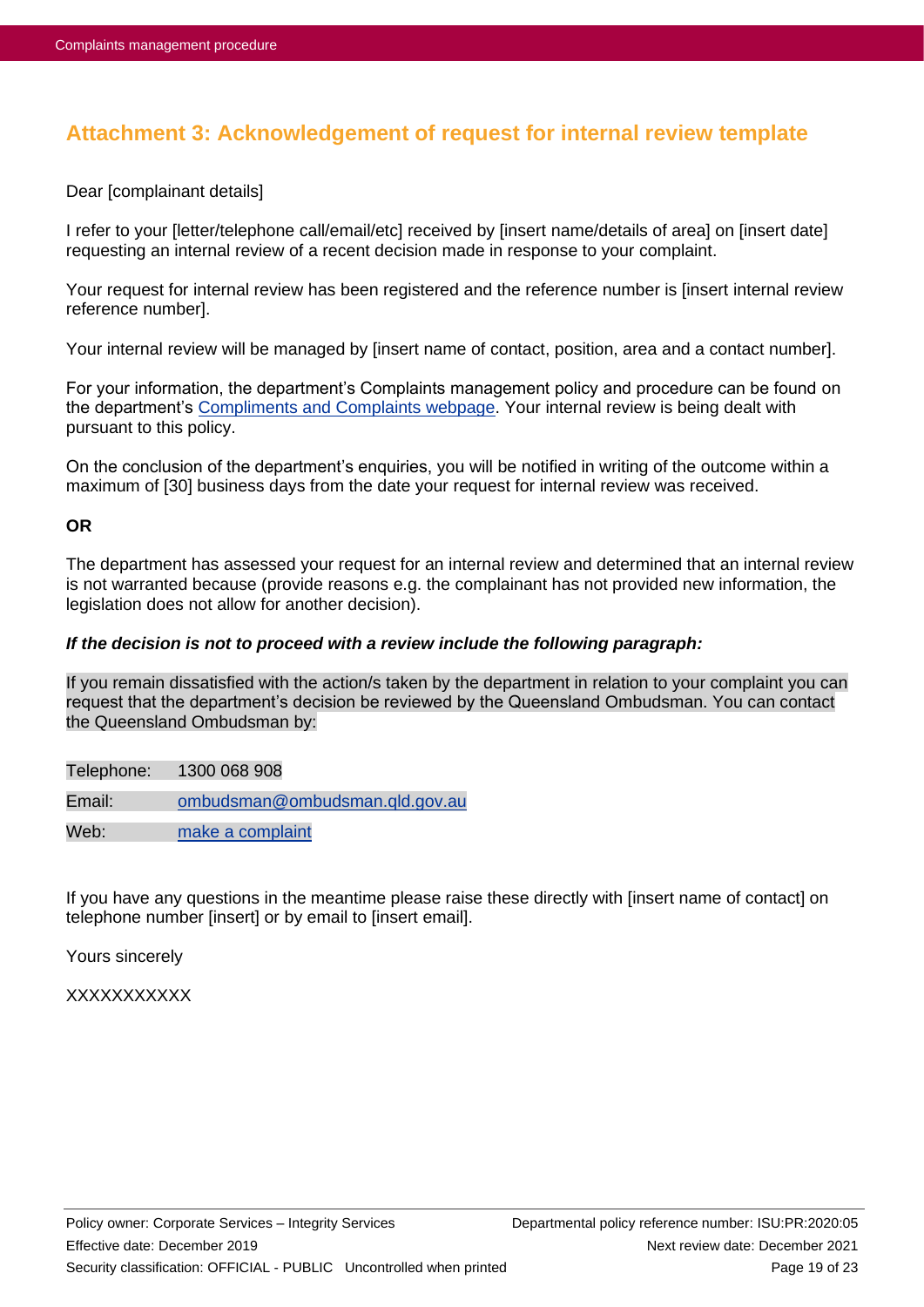## Attachment 3: Acknowledgement of request for internal review template

Dear [complainant details]

I refer to your [letter/telephone call/email/etc] received by [insert name/details of area] on [insert date] requesting an internal review of a recent decision made in response to your complaint.

Your request for internal review has been registered and the reference number is [insert internal review reference number].

Your internal review will be managed by [insert name of contact, position, area and a contact number].

For your information, the department's Complaints management policy and procedure can be found on the department's Compliments and Complaints webpage. Your internal review is being dealt with pursuant to this policy.

On the conclusion of the department's enquiries, you will be notified in writing of the outcome within a maximum of [30] business days from the date your request for internal review was received.

**OR**

The department has assessed your request for an internal review and determined that an internal review is not warranted because (provide reasons e.g. the complainant has not provided new information, the legislation does not allow for another decision).

***If the decision is not to proceed with a review include the following paragraph:***

If you remain dissatisfied with the action/s taken by the department in relation to your complaint you can request that the department's decision be reviewed by the Queensland Ombudsman. You can contact the Queensland Ombudsman by:

| | |
|---|---|
| Telephone: | 1300 068 908 |
| Email: | ombudsman@ombudsman.qld.gov.au |
| Web: | make a complaint |

If you have any questions in the meantime please raise these directly with [insert name of contact] on telephone number [insert] or by email to [insert email].

Yours sincerely

XXXXXXXXXXX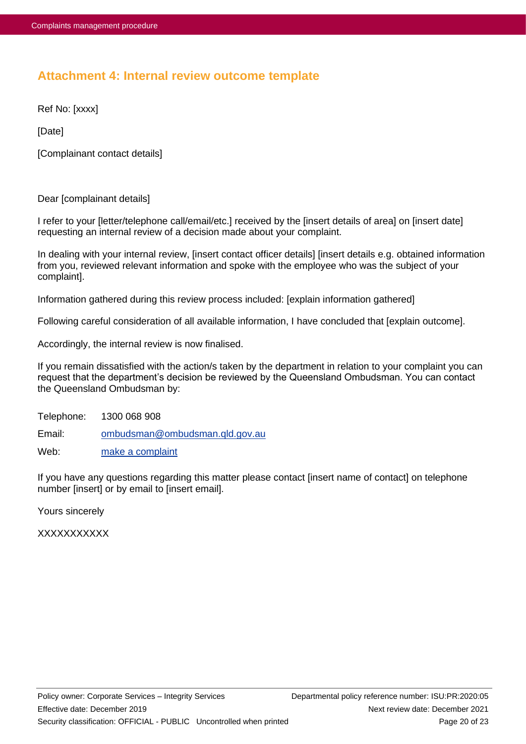## Attachment 4: Internal review outcome template

Ref No: [xxxx]

[Date]

[Complainant contact details]

Dear [complainant details]

I refer to your [letter/telephone call/email/etc.] received by the [insert details of area] on [insert date] requesting an internal review of a decision made about your complaint.

In dealing with your internal review, [insert contact officer details] [insert details e.g. obtained information from you, reviewed relevant information and spoke with the employee who was the subject of your complaint].

Information gathered during this review process included: [explain information gathered]

Following careful consideration of all available information, I have concluded that [explain outcome].

Accordingly, the internal review is now finalised.

If you remain dissatisfied with the action/s taken by the department in relation to your complaint you can request that the department's decision be reviewed by the Queensland Ombudsman. You can contact the Queensland Ombudsman by:

Telephone: 1300 068 908

Email: ombudsman@ombudsman.qld.gov.au

Web: make a complaint

If you have any questions regarding this matter please contact [insert name of contact] on telephone number [insert] or by email to [insert email].

Yours sincerely

XXXXXXXXXXX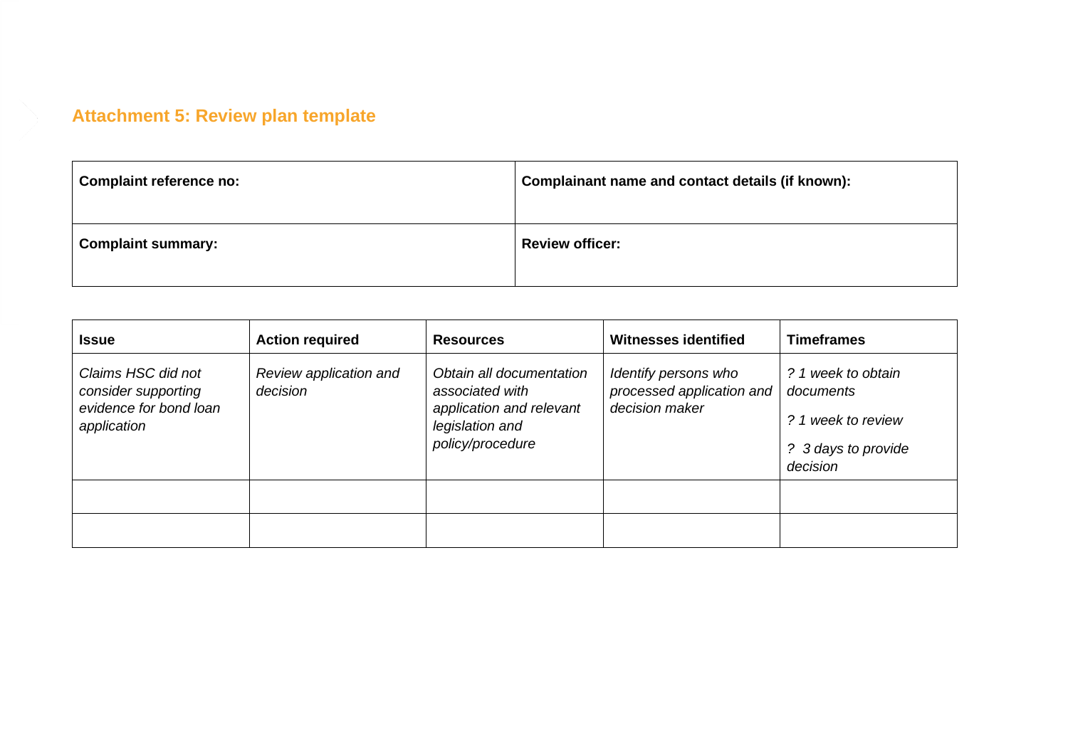## Attachment 5: Review plan template

| **Complaint reference no:** | **Complainant name and contact details (if known):** |
| --- | --- |
| **Complaint summary:** | **Review officer:** |

| **Issue** | **Action required** | **Resources** | **Witnesses identified** | **Timeframes** |
| --- | --- | --- | --- | --- |
| *Claims HSC did not consider supporting evidence for bond loan application* | *Review application and decision* | *Obtain all documentation associated with application and relevant legislation and policy/procedure* | *Identify persons who processed application and decision maker* | *? 1 week to obtain documents*<br><br>*? 1 week to review*<br><br>*? 3 days to provide decision* |
| | | | | |
| | | | | |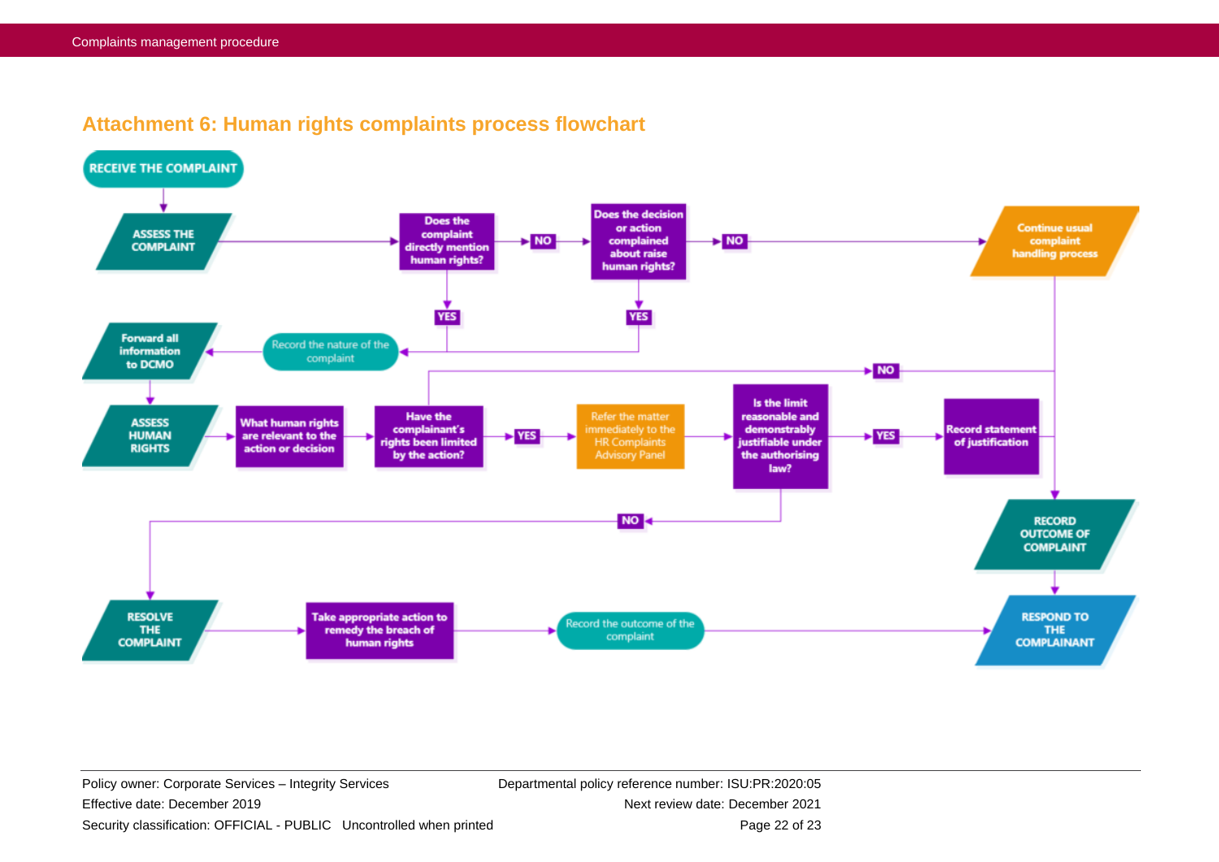## Attachment 6: Human rights complaints process flowchart

RECEIVE THE COMPLAINT

ASSESS THE COMPLAINT

Does the complaint directly mention human rights?

NO

Does the decision or action complained about raise human rights?

NO

Continue usual complaint handling process

YES

YES

Forward all information to DCMO

Record the nature of the complaint

NO

ASSESS HUMAN RIGHTS

What human rights are relevant to the action or decision

Have the complainant's rights been limited by the action?

YES

Refer the matter immediately to the HR Complaints Advisory Panel

Is the limit reasonable and demonstrably justifiable under the authorising law?

YES

Record statement of justification

NO

RECORD OUTCOME OF COMPLAINT

RESOLVE THE COMPLAINT

Take appropriate action to remedy the breach of human rights

Record the outcome of the complaint

RESPOND TO THE COMPLAINANT

Policy owner: Corporate Services – Integrity Services

Departmental policy reference number: ISU:PR:2020:05

Effective date: December 2019

Next review date: December 2021

Security classification: OFFICIAL - PUBLIC Uncontrolled when printed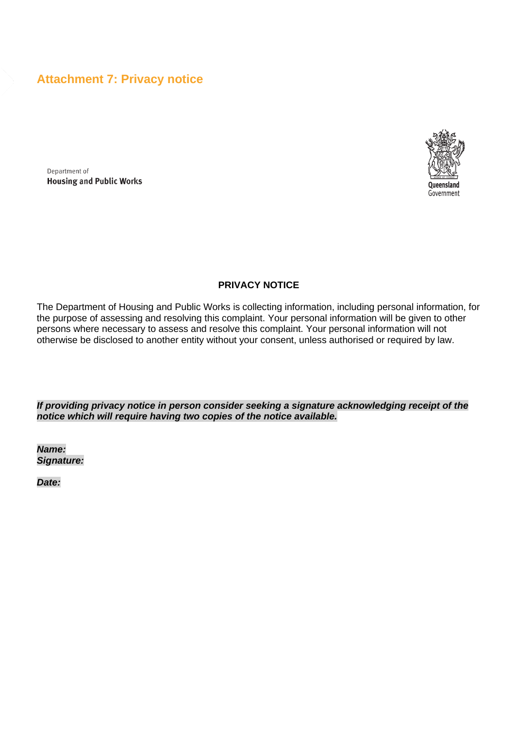# Attachment 7: Privacy notice

Department of
**Housing and Public Works**

Queensland
Government

**PRIVACY NOTICE**

The Department of Housing and Public Works is collecting information, including personal information, for the purpose of assessing and resolving this complaint. Your personal information will be given to other persons where necessary to assess and resolve this complaint. Your personal information will not otherwise be disclosed to another entity without your consent, unless authorised or required by law.

***If providing privacy notice in person consider seeking a signature acknowledging receipt of the notice which will require having two copies of the notice available.***

***Name:***
***Signature:***

***Date:***